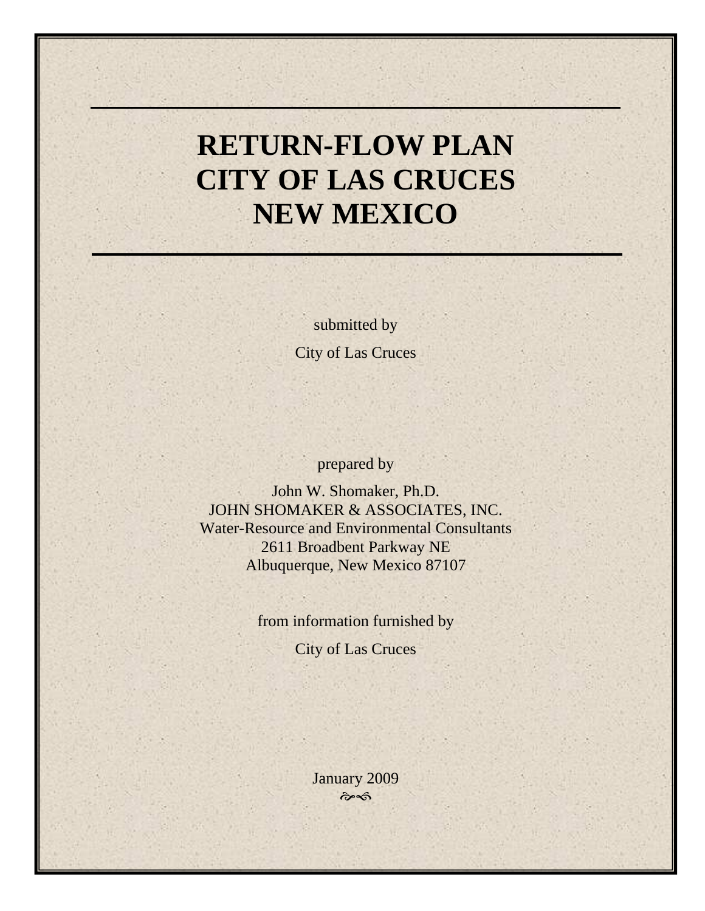# RETURN-FLOW PLAN CITY OF LAS CRUCES NEW MEXICO

submitted by

City of Las Cruces

prepared by

John W. Shomaker, Ph.D.
JOHN SHOMAKER & ASSOCIATES, INC.
Water-Resource and Environmental Consultants
2611 Broadbent Parkway NE
Albuquerque, New Mexico 87107

from information furnished by

City of Las Cruces

January 2009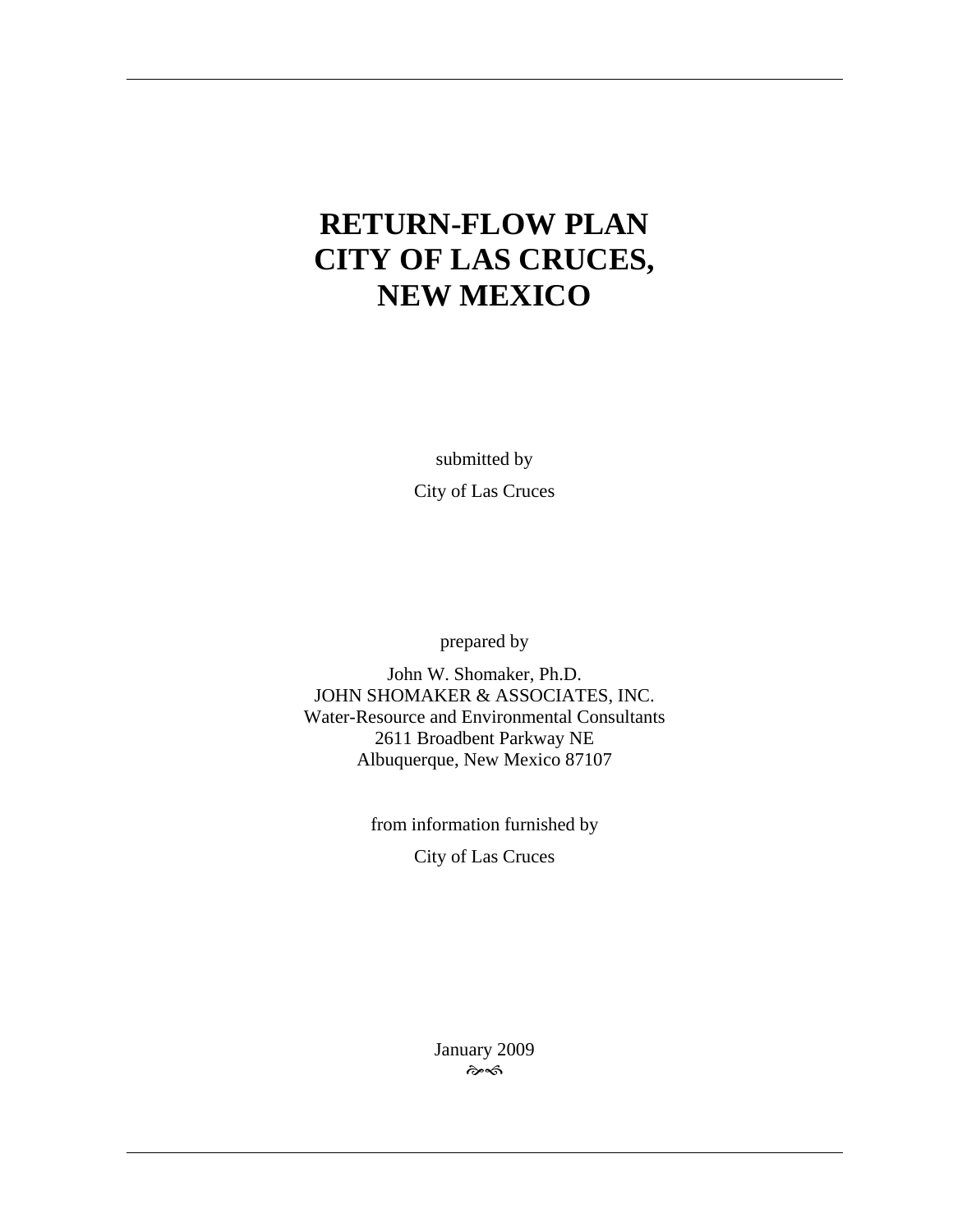# RETURN-FLOW PLAN CITY OF LAS CRUCES, NEW MEXICO

submitted by

City of Las Cruces

prepared by

John W. Shomaker, Ph.D.
JOHN SHOMAKER & ASSOCIATES, INC.
Water-Resource and Environmental Consultants
2611 Broadbent Parkway NE
Albuquerque, New Mexico 87107

from information furnished by

City of Las Cruces

January 2009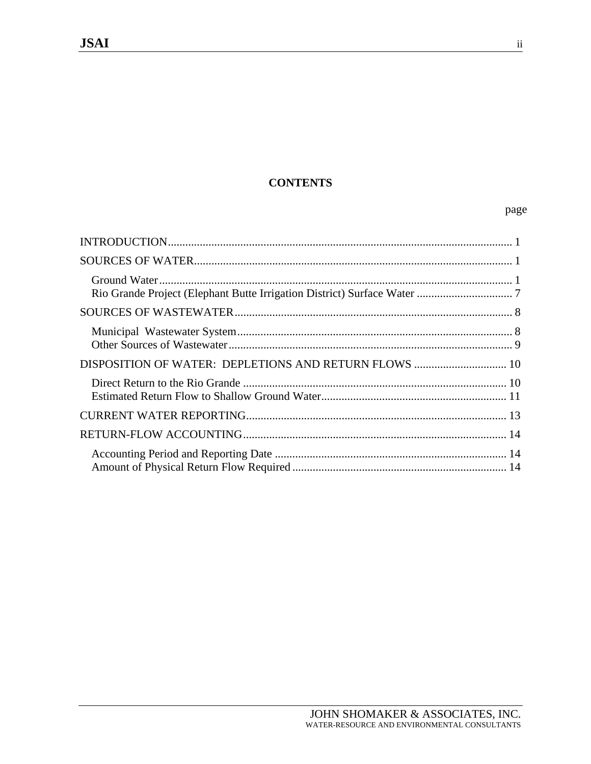# CONTENTS

page

INTRODUCTION .......... 1

SOURCES OF WATER .......... 1

- Ground Water .......... 1
- Rio Grande Project (Elephant Butte Irrigation District) Surface Water .......... 7

SOURCES OF WASTEWATER .......... 8

- Municipal Wastewater System .......... 8
- Other Sources of Wastewater .......... 9

DISPOSITION OF WATER: DEPLETIONS AND RETURN FLOWS .......... 10

- Direct Return to the Rio Grande .......... 10
- Estimated Return Flow to Shallow Ground Water .......... 11

CURRENT WATER REPORTING .......... 13

RETURN-FLOW ACCOUNTING .......... 14

- Accounting Period and Reporting Date .......... 14
- Amount of Physical Return Flow Required .......... 14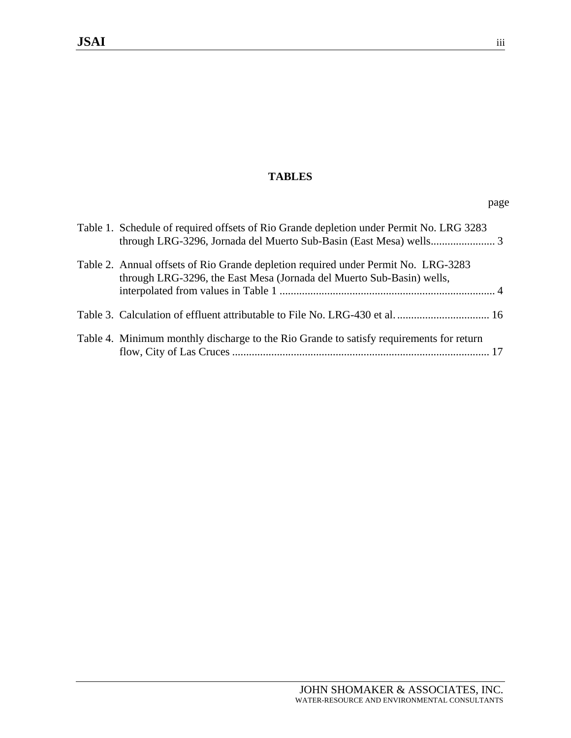# TABLES

page

Table 1. Schedule of required offsets of Rio Grande depletion under Permit No. LRG 3283 through LRG-3296, Jornada del Muerto Sub-Basin (East Mesa) wells....................... 3

Table 2. Annual offsets of Rio Grande depletion required under Permit No. LRG-3283 through LRG-3296, the East Mesa (Jornada del Muerto Sub-Basin) wells, interpolated from values in Table 1 ............................................................................. 4

Table 3. Calculation of effluent attributable to File No. LRG-430 et al. ................................. 16

Table 4. Minimum monthly discharge to the Rio Grande to satisfy requirements for return flow, City of Las Cruces ........................................................................................... 17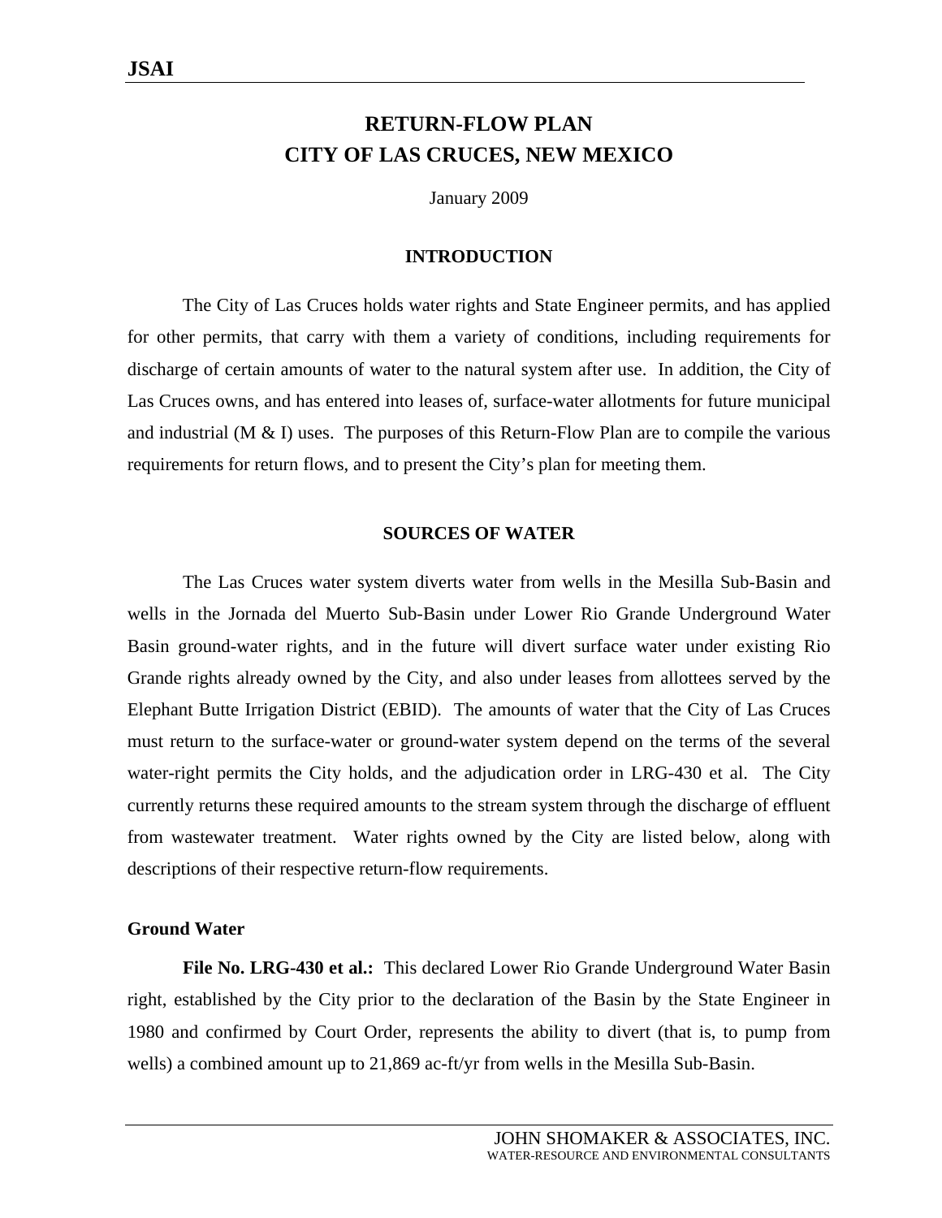# RETURN-FLOW PLAN
# CITY OF LAS CRUCES, NEW MEXICO

January 2009

## INTRODUCTION

The City of Las Cruces holds water rights and State Engineer permits, and has applied for other permits, that carry with them a variety of conditions, including requirements for discharge of certain amounts of water to the natural system after use. In addition, the City of Las Cruces owns, and has entered into leases of, surface-water allotments for future municipal and industrial (M & I) uses. The purposes of this Return-Flow Plan are to compile the various requirements for return flows, and to present the City's plan for meeting them.

## SOURCES OF WATER

The Las Cruces water system diverts water from wells in the Mesilla Sub-Basin and wells in the Jornada del Muerto Sub-Basin under Lower Rio Grande Underground Water Basin ground-water rights, and in the future will divert surface water under existing Rio Grande rights already owned by the City, and also under leases from allottees served by the Elephant Butte Irrigation District (EBID). The amounts of water that the City of Las Cruces must return to the surface-water or ground-water system depend on the terms of the several water-right permits the City holds, and the adjudication order in LRG-430 et al. The City currently returns these required amounts to the stream system through the discharge of effluent from wastewater treatment. Water rights owned by the City are listed below, along with descriptions of their respective return-flow requirements.

### Ground Water

**File No. LRG-430 et al.:** This declared Lower Rio Grande Underground Water Basin right, established by the City prior to the declaration of the Basin by the State Engineer in 1980 and confirmed by Court Order, represents the ability to divert (that is, to pump from wells) a combined amount up to 21,869 ac-ft/yr from wells in the Mesilla Sub-Basin.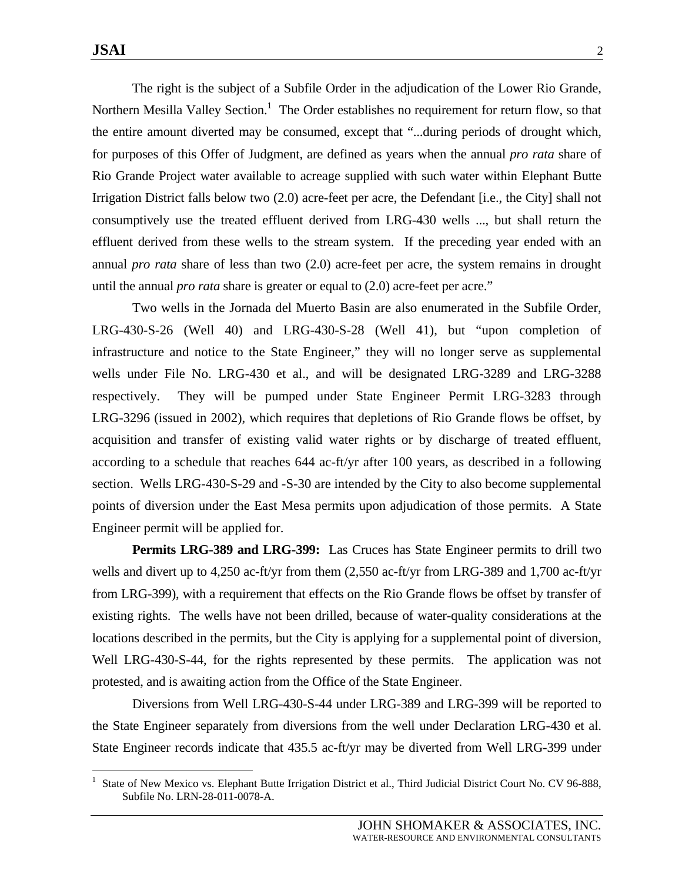The right is the subject of a Subfile Order in the adjudication of the Lower Rio Grande, Northern Mesilla Valley Section.[1] The Order establishes no requirement for return flow, so that the entire amount diverted may be consumed, except that "...during periods of drought which, for purposes of this Offer of Judgment, are defined as years when the annual *pro rata* share of Rio Grande Project water available to acreage supplied with such water within Elephant Butte Irrigation District falls below two (2.0) acre-feet per acre, the Defendant [i.e., the City] shall not consumptively use the treated effluent derived from LRG-430 wells ..., but shall return the effluent derived from these wells to the stream system. If the preceding year ended with an annual *pro rata* share of less than two (2.0) acre-feet per acre, the system remains in drought until the annual *pro rata* share is greater or equal to (2.0) acre-feet per acre."

Two wells in the Jornada del Muerto Basin are also enumerated in the Subfile Order, LRG-430-S-26 (Well 40) and LRG-430-S-28 (Well 41), but "upon completion of infrastructure and notice to the State Engineer," they will no longer serve as supplemental wells under File No. LRG-430 et al., and will be designated LRG-3289 and LRG-3288 respectively. They will be pumped under State Engineer Permit LRG-3283 through LRG-3296 (issued in 2002), which requires that depletions of Rio Grande flows be offset, by acquisition and transfer of existing valid water rights or by discharge of treated effluent, according to a schedule that reaches 644 ac-ft/yr after 100 years, as described in a following section. Wells LRG-430-S-29 and -S-30 are intended by the City to also become supplemental points of diversion under the East Mesa permits upon adjudication of those permits. A State Engineer permit will be applied for.

**Permits LRG-389 and LRG-399:** Las Cruces has State Engineer permits to drill two wells and divert up to 4,250 ac-ft/yr from them (2,550 ac-ft/yr from LRG-389 and 1,700 ac-ft/yr from LRG-399), with a requirement that effects on the Rio Grande flows be offset by transfer of existing rights. The wells have not been drilled, because of water-quality considerations at the locations described in the permits, but the City is applying for a supplemental point of diversion, Well LRG-430-S-44, for the rights represented by these permits. The application was not protested, and is awaiting action from the Office of the State Engineer.

Diversions from Well LRG-430-S-44 under LRG-389 and LRG-399 will be reported to the State Engineer separately from diversions from the well under Declaration LRG-430 et al. State Engineer records indicate that 435.5 ac-ft/yr may be diverted from Well LRG-399 under

---

[1] State of New Mexico vs. Elephant Butte Irrigation District et al., Third Judicial District Court No. CV 96-888, Subfile No. LRN-28-011-0078-A.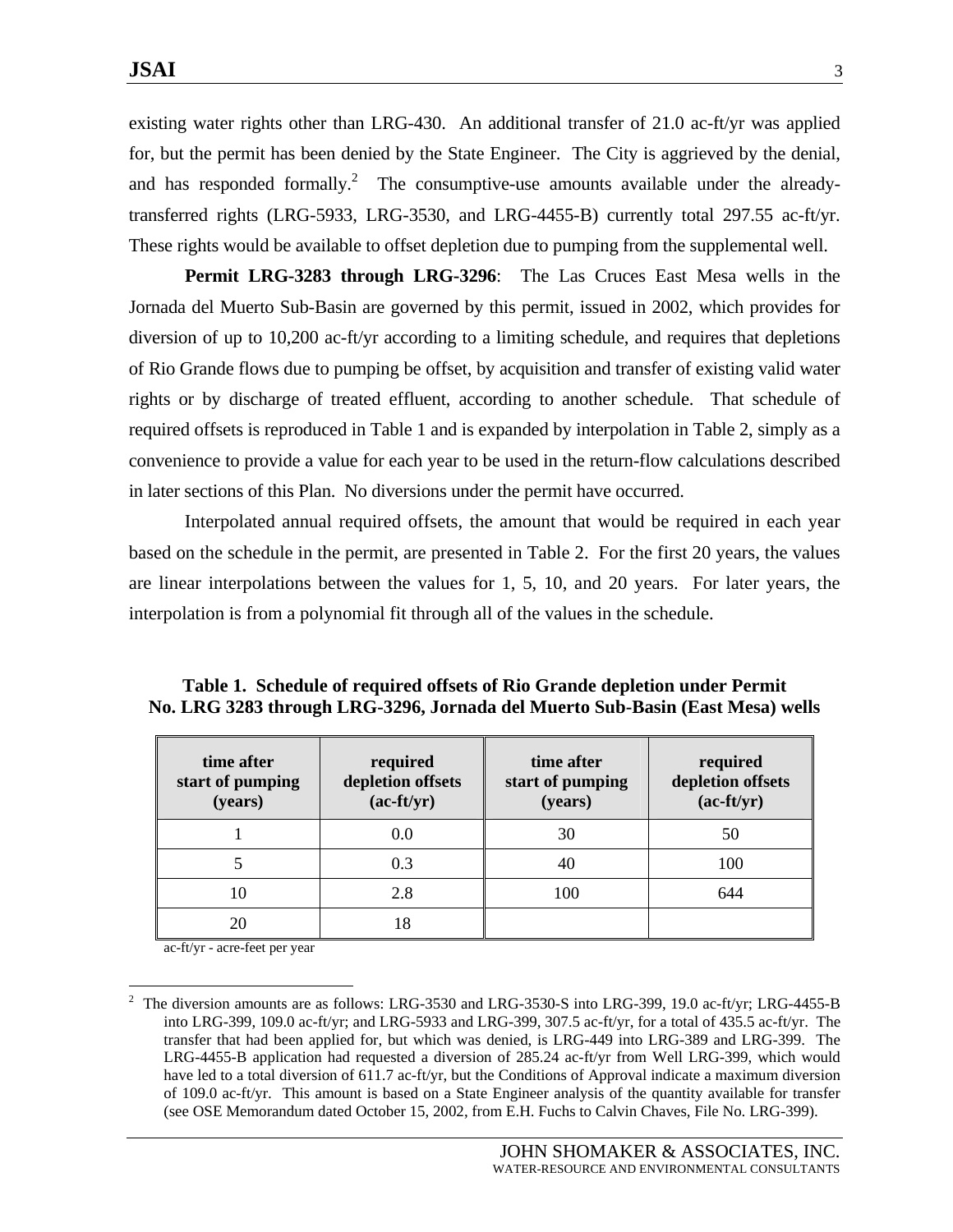existing water rights other than LRG-430. An additional transfer of 21.0 ac-ft/yr was applied for, but the permit has been denied by the State Engineer. The City is aggrieved by the denial, and has responded formally.[2] The consumptive-use amounts available under the already-transferred rights (LRG-5933, LRG-3530, and LRG-4455-B) currently total 297.55 ac-ft/yr. These rights would be available to offset depletion due to pumping from the supplemental well.

**Permit LRG-3283 through LRG-3296**: The Las Cruces East Mesa wells in the Jornada del Muerto Sub-Basin are governed by this permit, issued in 2002, which provides for diversion of up to 10,200 ac-ft/yr according to a limiting schedule, and requires that depletions of Rio Grande flows due to pumping be offset, by acquisition and transfer of existing valid water rights or by discharge of treated effluent, according to another schedule. That schedule of required offsets is reproduced in Table 1 and is expanded by interpolation in Table 2, simply as a convenience to provide a value for each year to be used in the return-flow calculations described in later sections of this Plan. No diversions under the permit have occurred.

Interpolated annual required offsets, the amount that would be required in each year based on the schedule in the permit, are presented in Table 2. For the first 20 years, the values are linear interpolations between the values for 1, 5, 10, and 20 years. For later years, the interpolation is from a polynomial fit through all of the values in the schedule.

**Table 1. Schedule of required offsets of Rio Grande depletion under Permit No. LRG 3283 through LRG-3296, Jornada del Muerto Sub-Basin (East Mesa) wells**

| time after start of pumping (years) | required depletion offsets (ac-ft/yr) | time after start of pumping (years) | required depletion offsets (ac-ft/yr) |
|---|---|---|---|
| 1 | 0.0 | 30 | 50 |
| 5 | 0.3 | 40 | 100 |
| 10 | 2.8 | 100 | 644 |
| 20 | 18 | | |

ac-ft/yr - acre-feet per year

---

[2] The diversion amounts are as follows: LRG-3530 and LRG-3530-S into LRG-399, 19.0 ac-ft/yr; LRG-4455-B into LRG-399, 109.0 ac-ft/yr; and LRG-5933 and LRG-399, 307.5 ac-ft/yr, for a total of 435.5 ac-ft/yr. The transfer that had been applied for, but which was denied, is LRG-449 into LRG-389 and LRG-399. The LRG-4455-B application had requested a diversion of 285.24 ac-ft/yr from Well LRG-399, which would have led to a total diversion of 611.7 ac-ft/yr, but the Conditions of Approval indicate a maximum diversion of 109.0 ac-ft/yr. This amount is based on a State Engineer analysis of the quantity available for transfer (see OSE Memorandum dated October 15, 2002, from E.H. Fuchs to Calvin Chaves, File No. LRG-399).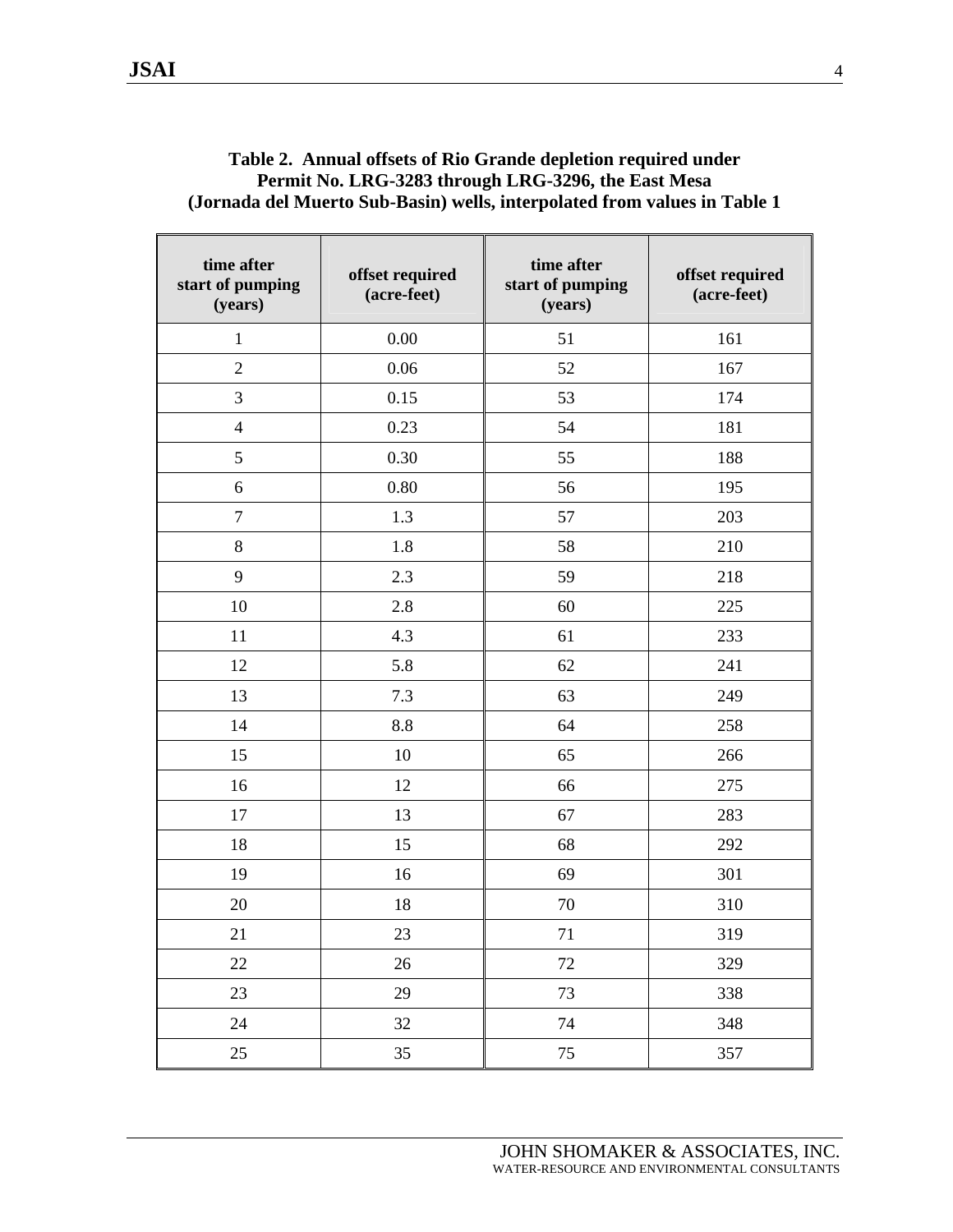**Table 2. Annual offsets of Rio Grande depletion required under Permit No. LRG-3283 through LRG-3296, the East Mesa (Jornada del Muerto Sub-Basin) wells, interpolated from values in Table 1**

| time after start of pumping (years) | offset required (acre-feet) | time after start of pumping (years) | offset required (acre-feet) |
|---|---|---|---|
| 1 | 0.00 | 51 | 161 |
| 2 | 0.06 | 52 | 167 |
| 3 | 0.15 | 53 | 174 |
| 4 | 0.23 | 54 | 181 |
| 5 | 0.30 | 55 | 188 |
| 6 | 0.80 | 56 | 195 |
| 7 | 1.3 | 57 | 203 |
| 8 | 1.8 | 58 | 210 |
| 9 | 2.3 | 59 | 218 |
| 10 | 2.8 | 60 | 225 |
| 11 | 4.3 | 61 | 233 |
| 12 | 5.8 | 62 | 241 |
| 13 | 7.3 | 63 | 249 |
| 14 | 8.8 | 64 | 258 |
| 15 | 10 | 65 | 266 |
| 16 | 12 | 66 | 275 |
| 17 | 13 | 67 | 283 |
| 18 | 15 | 68 | 292 |
| 19 | 16 | 69 | 301 |
| 20 | 18 | 70 | 310 |
| 21 | 23 | 71 | 319 |
| 22 | 26 | 72 | 329 |
| 23 | 29 | 73 | 338 |
| 24 | 32 | 74 | 348 |
| 25 | 35 | 75 | 357 |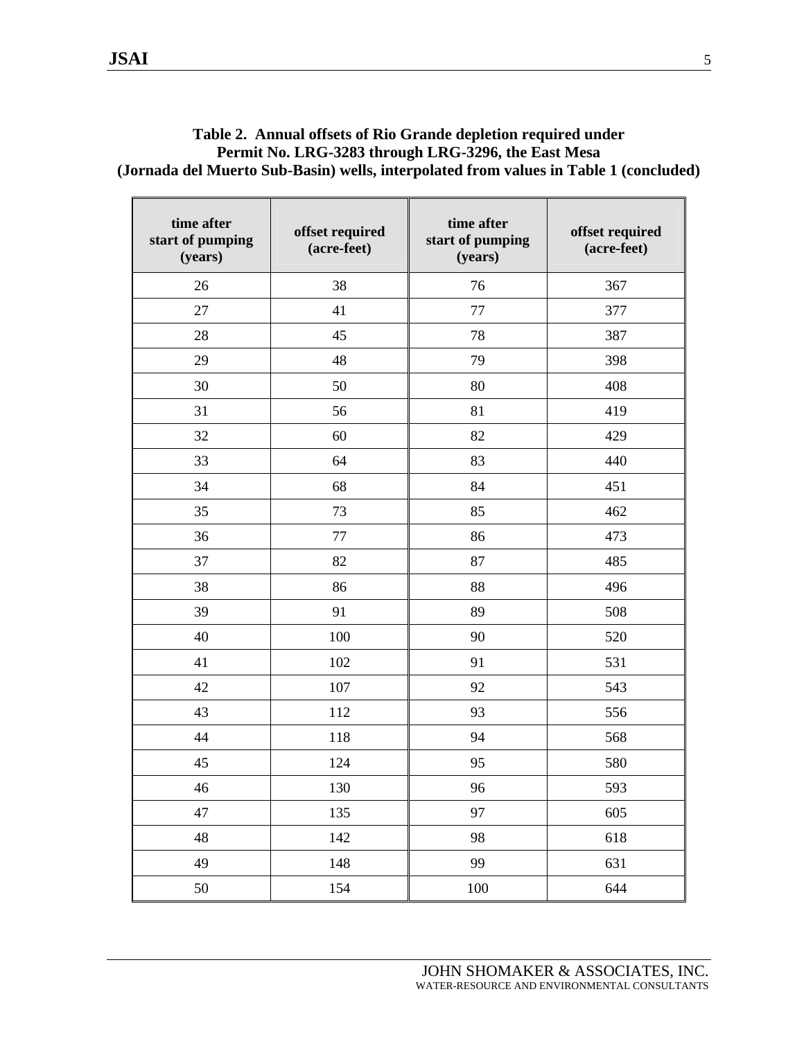**Table 2. Annual offsets of Rio Grande depletion required under Permit No. LRG-3283 through LRG-3296, the East Mesa (Jornada del Muerto Sub-Basin) wells, interpolated from values in Table 1 (concluded)**

| time after start of pumping (years) | offset required (acre-feet) | time after start of pumping (years) | offset required (acre-feet) |
|---|---|---|---|
| 26 | 38 | 76 | 367 |
| 27 | 41 | 77 | 377 |
| 28 | 45 | 78 | 387 |
| 29 | 48 | 79 | 398 |
| 30 | 50 | 80 | 408 |
| 31 | 56 | 81 | 419 |
| 32 | 60 | 82 | 429 |
| 33 | 64 | 83 | 440 |
| 34 | 68 | 84 | 451 |
| 35 | 73 | 85 | 462 |
| 36 | 77 | 86 | 473 |
| 37 | 82 | 87 | 485 |
| 38 | 86 | 88 | 496 |
| 39 | 91 | 89 | 508 |
| 40 | 100 | 90 | 520 |
| 41 | 102 | 91 | 531 |
| 42 | 107 | 92 | 543 |
| 43 | 112 | 93 | 556 |
| 44 | 118 | 94 | 568 |
| 45 | 124 | 95 | 580 |
| 46 | 130 | 96 | 593 |
| 47 | 135 | 97 | 605 |
| 48 | 142 | 98 | 618 |
| 49 | 148 | 99 | 631 |
| 50 | 154 | 100 | 644 |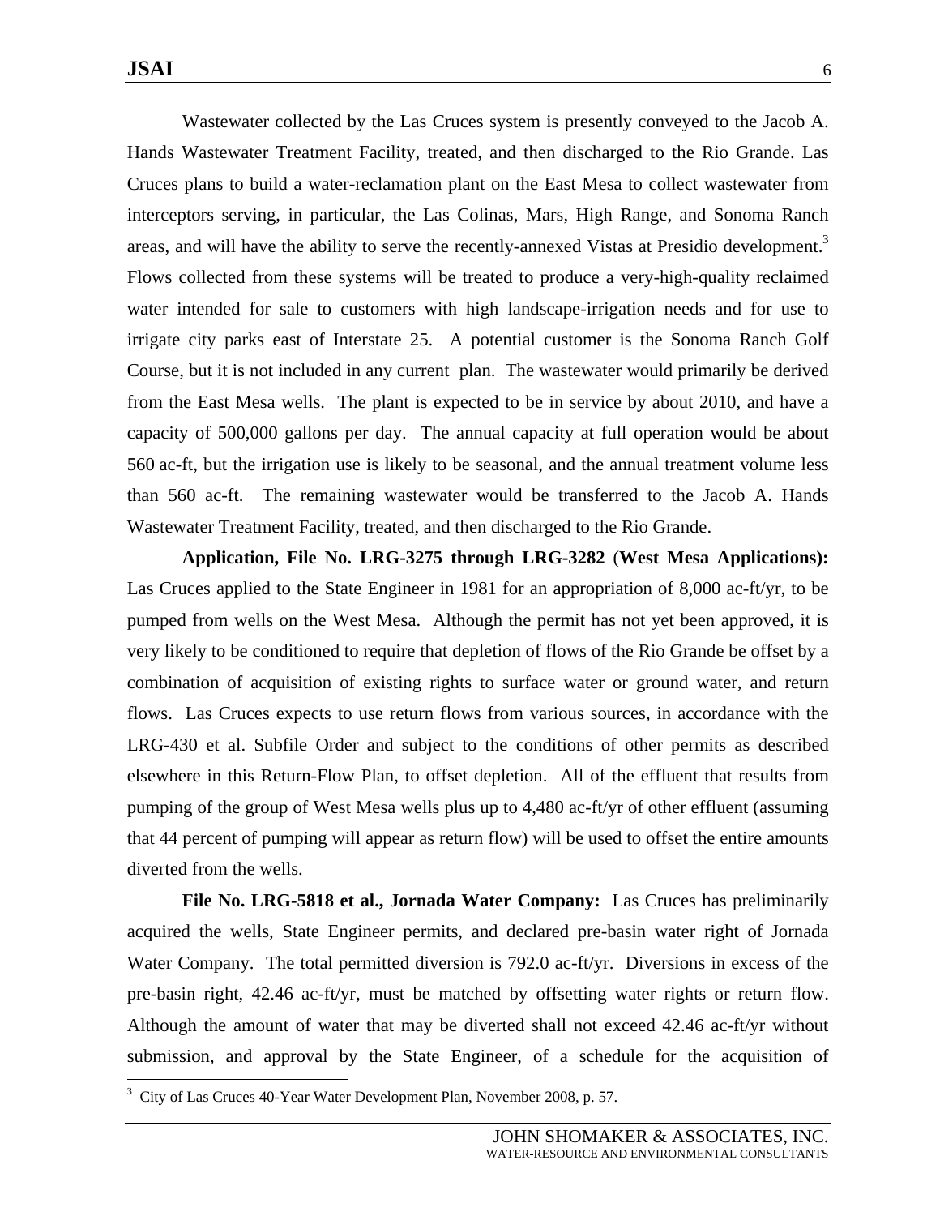Wastewater collected by the Las Cruces system is presently conveyed to the Jacob A. Hands Wastewater Treatment Facility, treated, and then discharged to the Rio Grande. Las Cruces plans to build a water-reclamation plant on the East Mesa to collect wastewater from interceptors serving, in particular, the Las Colinas, Mars, High Range, and Sonoma Ranch areas, and will have the ability to serve the recently-annexed Vistas at Presidio development.[3] Flows collected from these systems will be treated to produce a very-high-quality reclaimed water intended for sale to customers with high landscape-irrigation needs and for use to irrigate city parks east of Interstate 25. A potential customer is the Sonoma Ranch Golf Course, but it is not included in any current plan. The wastewater would primarily be derived from the East Mesa wells. The plant is expected to be in service by about 2010, and have a capacity of 500,000 gallons per day. The annual capacity at full operation would be about 560 ac-ft, but the irrigation use is likely to be seasonal, and the annual treatment volume less than 560 ac-ft. The remaining wastewater would be transferred to the Jacob A. Hands Wastewater Treatment Facility, treated, and then discharged to the Rio Grande.

**Application, File No. LRG-3275 through LRG-3282 (West Mesa Applications):** Las Cruces applied to the State Engineer in 1981 for an appropriation of 8,000 ac-ft/yr, to be pumped from wells on the West Mesa. Although the permit has not yet been approved, it is very likely to be conditioned to require that depletion of flows of the Rio Grande be offset by a combination of acquisition of existing rights to surface water or ground water, and return flows. Las Cruces expects to use return flows from various sources, in accordance with the LRG-430 et al. Subfile Order and subject to the conditions of other permits as described elsewhere in this Return-Flow Plan, to offset depletion. All of the effluent that results from pumping of the group of West Mesa wells plus up to 4,480 ac-ft/yr of other effluent (assuming that 44 percent of pumping will appear as return flow) will be used to offset the entire amounts diverted from the wells.

**File No. LRG-5818 et al., Jornada Water Company:** Las Cruces has preliminarily acquired the wells, State Engineer permits, and declared pre-basin water right of Jornada Water Company. The total permitted diversion is 792.0 ac-ft/yr. Diversions in excess of the pre-basin right, 42.46 ac-ft/yr, must be matched by offsetting water rights or return flow. Although the amount of water that may be diverted shall not exceed 42.46 ac-ft/yr without submission, and approval by the State Engineer, of a schedule for the acquisition of

---

[3] City of Las Cruces 40-Year Water Development Plan, November 2008, p. 57.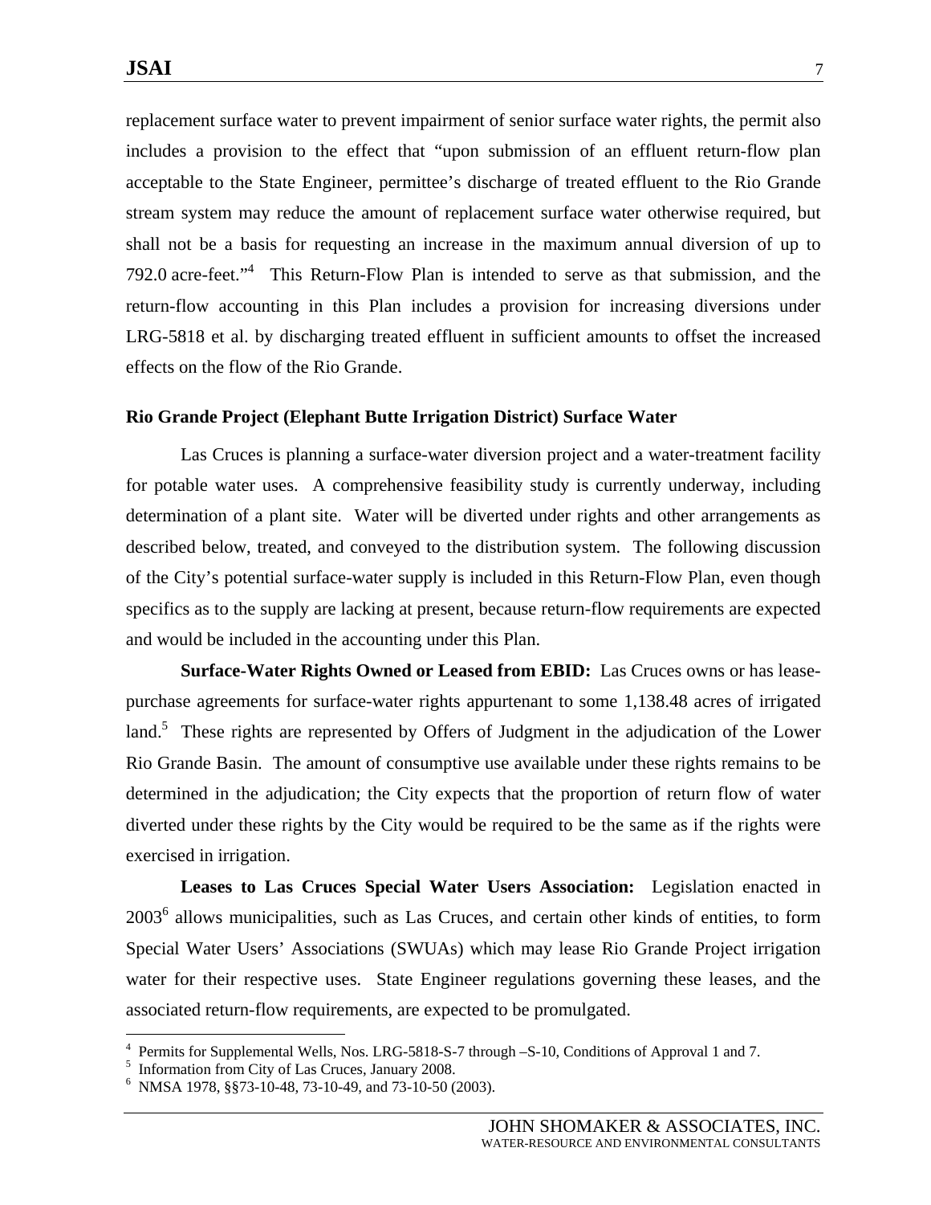replacement surface water to prevent impairment of senior surface water rights, the permit also includes a provision to the effect that "upon submission of an effluent return-flow plan acceptable to the State Engineer, permittee's discharge of treated effluent to the Rio Grande stream system may reduce the amount of replacement surface water otherwise required, but shall not be a basis for requesting an increase in the maximum annual diversion of up to 792.0 acre-feet."[4] This Return-Flow Plan is intended to serve as that submission, and the return-flow accounting in this Plan includes a provision for increasing diversions under LRG-5818 et al. by discharging treated effluent in sufficient amounts to offset the increased effects on the flow of the Rio Grande.

### Rio Grande Project (Elephant Butte Irrigation District) Surface Water

Las Cruces is planning a surface-water diversion project and a water-treatment facility for potable water uses. A comprehensive feasibility study is currently underway, including determination of a plant site. Water will be diverted under rights and other arrangements as described below, treated, and conveyed to the distribution system. The following discussion of the City's potential surface-water supply is included in this Return-Flow Plan, even though specifics as to the supply are lacking at present, because return-flow requirements are expected and would be included in the accounting under this Plan.

**Surface-Water Rights Owned or Leased from EBID:** Las Cruces owns or has lease-purchase agreements for surface-water rights appurtenant to some 1,138.48 acres of irrigated land.[5] These rights are represented by Offers of Judgment in the adjudication of the Lower Rio Grande Basin. The amount of consumptive use available under these rights remains to be determined in the adjudication; the City expects that the proportion of return flow of water diverted under these rights by the City would be required to be the same as if the rights were exercised in irrigation.

**Leases to Las Cruces Special Water Users Association:** Legislation enacted in 2003[6] allows municipalities, such as Las Cruces, and certain other kinds of entities, to form Special Water Users' Associations (SWUAs) which may lease Rio Grande Project irrigation water for their respective uses. State Engineer regulations governing these leases, and the associated return-flow requirements, are expected to be promulgated.

---

[4] Permits for Supplemental Wells, Nos. LRG-5818-S-7 through –S-10, Conditions of Approval 1 and 7.

[5] Information from City of Las Cruces, January 2008.

[6] NMSA 1978, §§73-10-48, 73-10-49, and 73-10-50 (2003).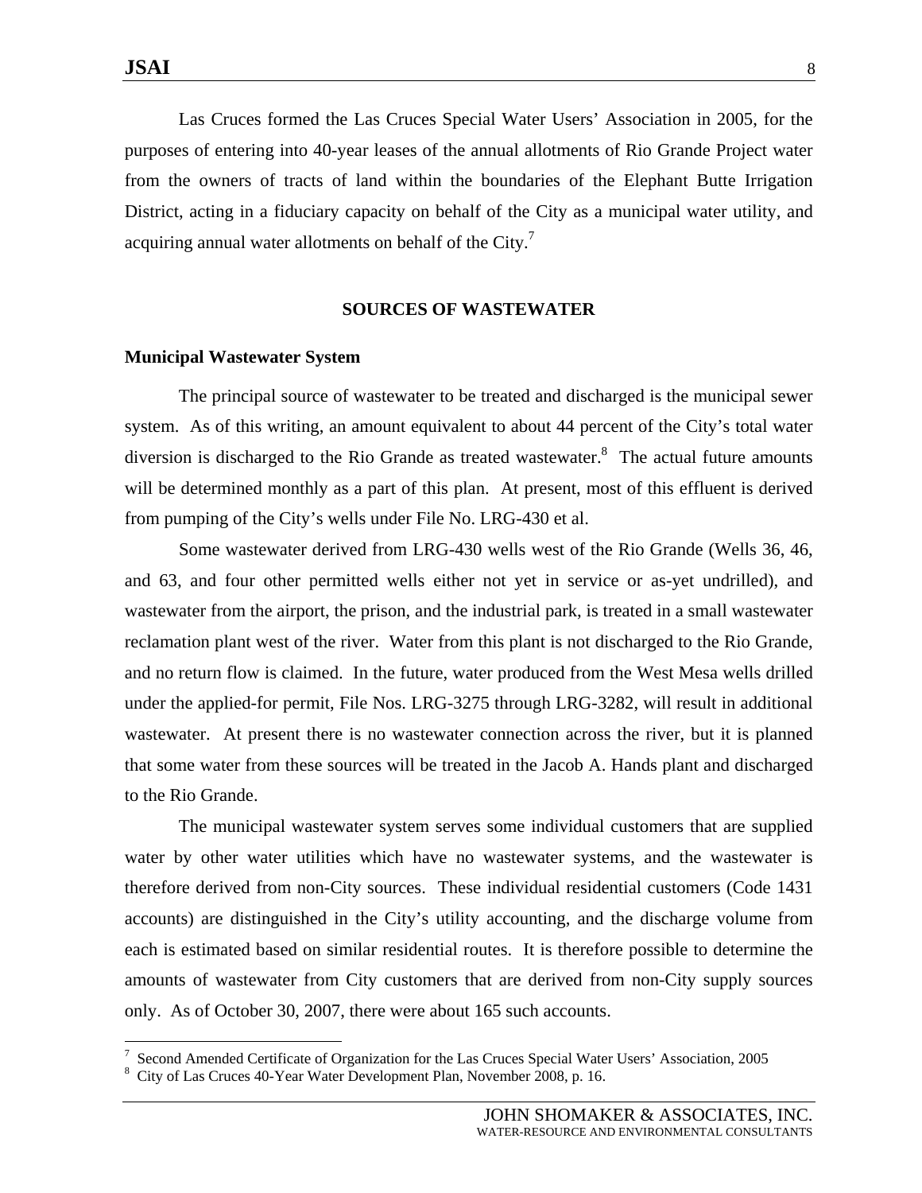Las Cruces formed the Las Cruces Special Water Users' Association in 2005, for the purposes of entering into 40-year leases of the annual allotments of Rio Grande Project water from the owners of tracts of land within the boundaries of the Elephant Butte Irrigation District, acting in a fiduciary capacity on behalf of the City as a municipal water utility, and acquiring annual water allotments on behalf of the City.[7]

## SOURCES OF WASTEWATER

### Municipal Wastewater System

The principal source of wastewater to be treated and discharged is the municipal sewer system. As of this writing, an amount equivalent to about 44 percent of the City's total water diversion is discharged to the Rio Grande as treated wastewater.[8] The actual future amounts will be determined monthly as a part of this plan. At present, most of this effluent is derived from pumping of the City's wells under File No. LRG-430 et al.

Some wastewater derived from LRG-430 wells west of the Rio Grande (Wells 36, 46, and 63, and four other permitted wells either not yet in service or as-yet undrilled), and wastewater from the airport, the prison, and the industrial park, is treated in a small wastewater reclamation plant west of the river. Water from this plant is not discharged to the Rio Grande, and no return flow is claimed. In the future, water produced from the West Mesa wells drilled under the applied-for permit, File Nos. LRG-3275 through LRG-3282, will result in additional wastewater. At present there is no wastewater connection across the river, but it is planned that some water from these sources will be treated in the Jacob A. Hands plant and discharged to the Rio Grande.

The municipal wastewater system serves some individual customers that are supplied water by other water utilities which have no wastewater systems, and the wastewater is therefore derived from non-City sources. These individual residential customers (Code 1431 accounts) are distinguished in the City's utility accounting, and the discharge volume from each is estimated based on similar residential routes. It is therefore possible to determine the amounts of wastewater from City customers that are derived from non-City supply sources only. As of October 30, 2007, there were about 165 such accounts.

---

[7] Second Amended Certificate of Organization for the Las Cruces Special Water Users' Association, 2005

[8] City of Las Cruces 40-Year Water Development Plan, November 2008, p. 16.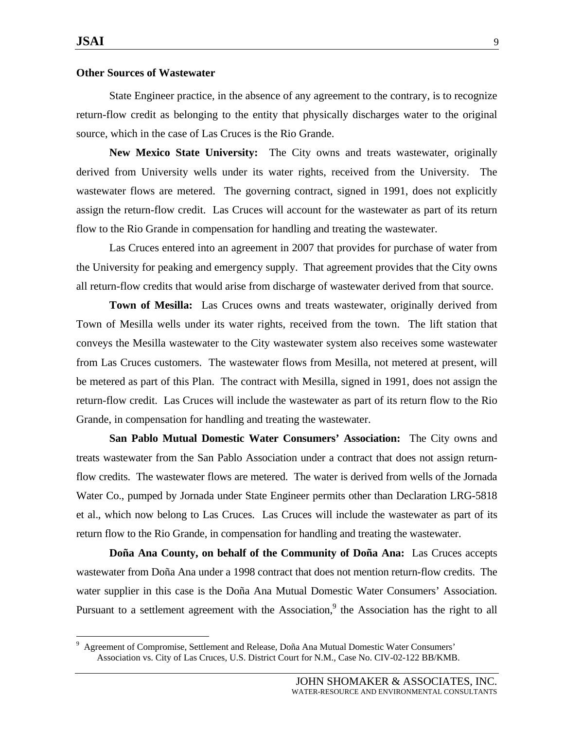**Other Sources of Wastewater**

State Engineer practice, in the absence of any agreement to the contrary, is to recognize return-flow credit as belonging to the entity that physically discharges water to the original source, which in the case of Las Cruces is the Rio Grande.

**New Mexico State University:** The City owns and treats wastewater, originally derived from University wells under its water rights, received from the University. The wastewater flows are metered. The governing contract, signed in 1991, does not explicitly assign the return-flow credit. Las Cruces will account for the wastewater as part of its return flow to the Rio Grande in compensation for handling and treating the wastewater.

Las Cruces entered into an agreement in 2007 that provides for purchase of water from the University for peaking and emergency supply. That agreement provides that the City owns all return-flow credits that would arise from discharge of wastewater derived from that source.

**Town of Mesilla:** Las Cruces owns and treats wastewater, originally derived from Town of Mesilla wells under its water rights, received from the town. The lift station that conveys the Mesilla wastewater to the City wastewater system also receives some wastewater from Las Cruces customers. The wastewater flows from Mesilla, not metered at present, will be metered as part of this Plan. The contract with Mesilla, signed in 1991, does not assign the return-flow credit. Las Cruces will include the wastewater as part of its return flow to the Rio Grande, in compensation for handling and treating the wastewater.

**San Pablo Mutual Domestic Water Consumers' Association:** The City owns and treats wastewater from the San Pablo Association under a contract that does not assign return-flow credits. The wastewater flows are metered. The water is derived from wells of the Jornada Water Co., pumped by Jornada under State Engineer permits other than Declaration LRG-5818 et al., which now belong to Las Cruces. Las Cruces will include the wastewater as part of its return flow to the Rio Grande, in compensation for handling and treating the wastewater.

**Doña Ana County, on behalf of the Community of Doña Ana:** Las Cruces accepts wastewater from Doña Ana under a 1998 contract that does not mention return-flow credits. The water supplier in this case is the Doña Ana Mutual Domestic Water Consumers' Association. Pursuant to a settlement agreement with the Association,[9] the Association has the right to all

[9] Agreement of Compromise, Settlement and Release, Doña Ana Mutual Domestic Water Consumers' Association vs. City of Las Cruces, U.S. District Court for N.M., Case No. CIV-02-122 BB/KMB.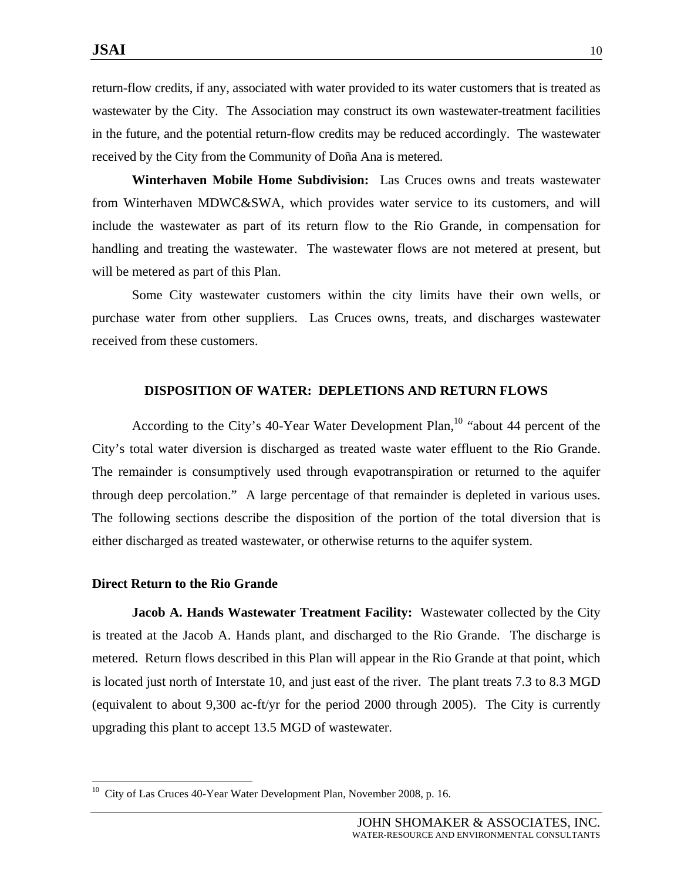return-flow credits, if any, associated with water provided to its water customers that is treated as wastewater by the City. The Association may construct its own wastewater-treatment facilities in the future, and the potential return-flow credits may be reduced accordingly. The wastewater received by the City from the Community of Doña Ana is metered.

**Winterhaven Mobile Home Subdivision:** Las Cruces owns and treats wastewater from Winterhaven MDWC&SWA, which provides water service to its customers, and will include the wastewater as part of its return flow to the Rio Grande, in compensation for handling and treating the wastewater. The wastewater flows are not metered at present, but will be metered as part of this Plan.

Some City wastewater customers within the city limits have their own wells, or purchase water from other suppliers. Las Cruces owns, treats, and discharges wastewater received from these customers.

## DISPOSITION OF WATER: DEPLETIONS AND RETURN FLOWS

According to the City's 40-Year Water Development Plan,[10] "about 44 percent of the City's total water diversion is discharged as treated waste water effluent to the Rio Grande. The remainder is consumptively used through evapotranspiration or returned to the aquifer through deep percolation." A large percentage of that remainder is depleted in various uses. The following sections describe the disposition of the portion of the total diversion that is either discharged as treated wastewater, or otherwise returns to the aquifer system.

### Direct Return to the Rio Grande

**Jacob A. Hands Wastewater Treatment Facility:** Wastewater collected by the City is treated at the Jacob A. Hands plant, and discharged to the Rio Grande. The discharge is metered. Return flows described in this Plan will appear in the Rio Grande at that point, which is located just north of Interstate 10, and just east of the river. The plant treats 7.3 to 8.3 MGD (equivalent to about 9,300 ac-ft/yr for the period 2000 through 2005). The City is currently upgrading this plant to accept 13.5 MGD of wastewater.

---

[10] City of Las Cruces 40-Year Water Development Plan, November 2008, p. 16.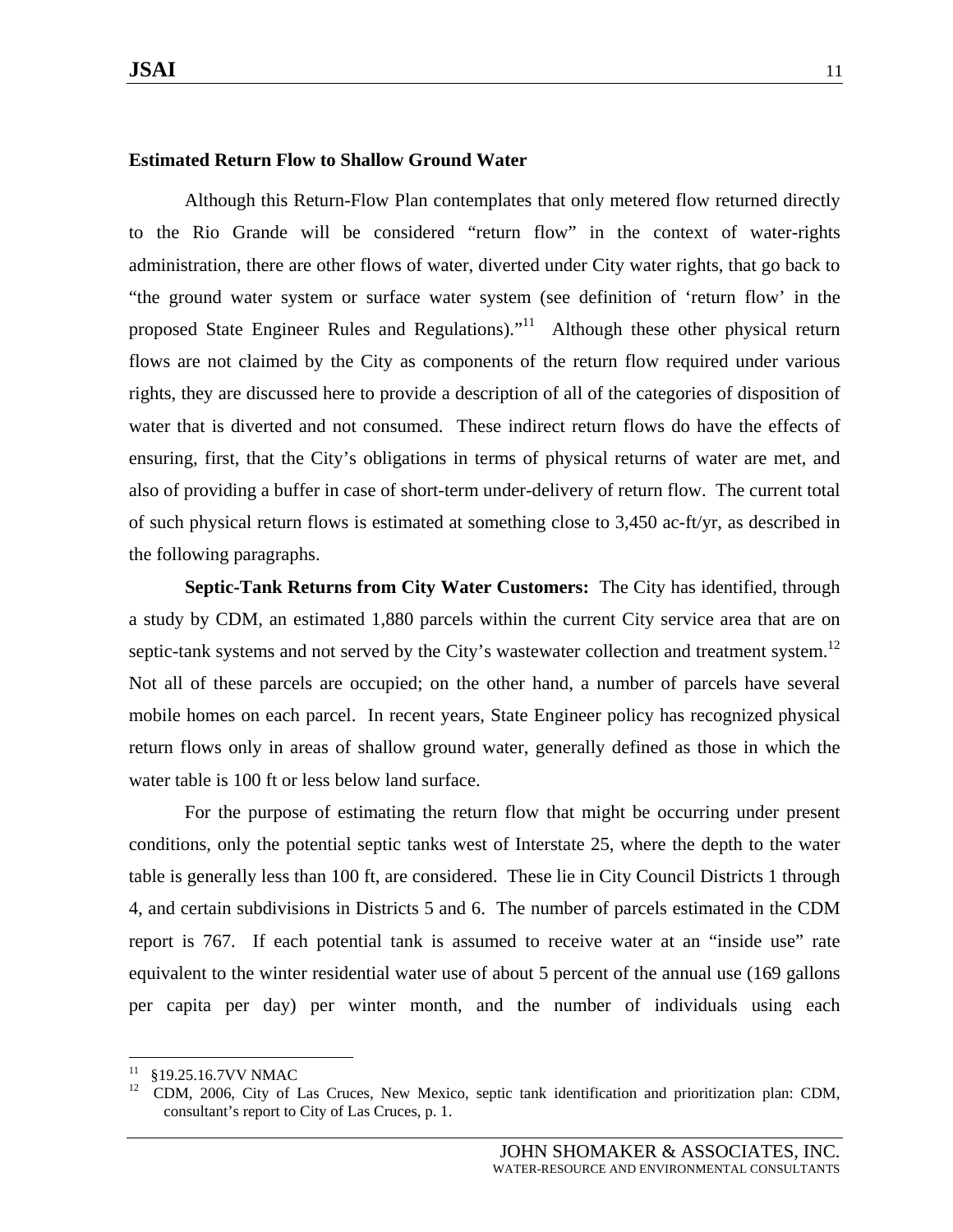### Estimated Return Flow to Shallow Ground Water

Although this Return-Flow Plan contemplates that only metered flow returned directly to the Rio Grande will be considered "return flow" in the context of water-rights administration, there are other flows of water, diverted under City water rights, that go back to "the ground water system or surface water system (see definition of 'return flow' in the proposed State Engineer Rules and Regulations)."[11] Although these other physical return flows are not claimed by the City as components of the return flow required under various rights, they are discussed here to provide a description of all of the categories of disposition of water that is diverted and not consumed. These indirect return flows do have the effects of ensuring, first, that the City's obligations in terms of physical returns of water are met, and also of providing a buffer in case of short-term under-delivery of return flow. The current total of such physical return flows is estimated at something close to 3,450 ac-ft/yr, as described in the following paragraphs.

**Septic-Tank Returns from City Water Customers:** The City has identified, through a study by CDM, an estimated 1,880 parcels within the current City service area that are on septic-tank systems and not served by the City's wastewater collection and treatment system.[12] Not all of these parcels are occupied; on the other hand, a number of parcels have several mobile homes on each parcel. In recent years, State Engineer policy has recognized physical return flows only in areas of shallow ground water, generally defined as those in which the water table is 100 ft or less below land surface.

For the purpose of estimating the return flow that might be occurring under present conditions, only the potential septic tanks west of Interstate 25, where the depth to the water table is generally less than 100 ft, are considered. These lie in City Council Districts 1 through 4, and certain subdivisions in Districts 5 and 6. The number of parcels estimated in the CDM report is 767. If each potential tank is assumed to receive water at an "inside use" rate equivalent to the winter residential water use of about 5 percent of the annual use (169 gallons per capita per day) per winter month, and the number of individuals using each

---

[11] §19.25.16.7VV NMAC

[12] CDM, 2006, City of Las Cruces, New Mexico, septic tank identification and prioritization plan: CDM, consultant's report to City of Las Cruces, p. 1.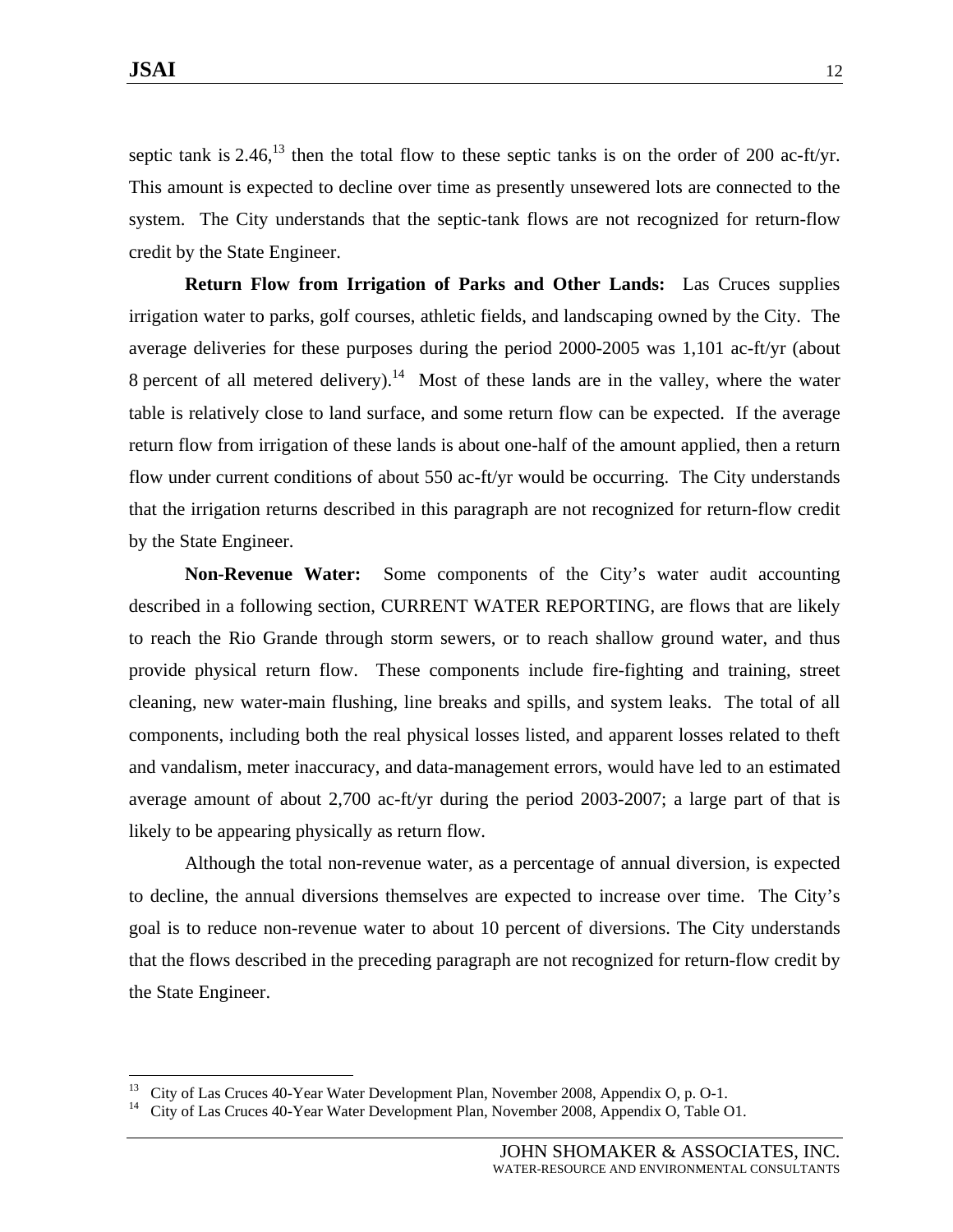septic tank is 2.46,[13] then the total flow to these septic tanks is on the order of 200 ac-ft/yr. This amount is expected to decline over time as presently unsewered lots are connected to the system. The City understands that the septic-tank flows are not recognized for return-flow credit by the State Engineer.

**Return Flow from Irrigation of Parks and Other Lands:** Las Cruces supplies irrigation water to parks, golf courses, athletic fields, and landscaping owned by the City. The average deliveries for these purposes during the period 2000-2005 was 1,101 ac-ft/yr (about 8 percent of all metered delivery).[14] Most of these lands are in the valley, where the water table is relatively close to land surface, and some return flow can be expected. If the average return flow from irrigation of these lands is about one-half of the amount applied, then a return flow under current conditions of about 550 ac-ft/yr would be occurring. The City understands that the irrigation returns described in this paragraph are not recognized for return-flow credit by the State Engineer.

**Non-Revenue Water:** Some components of the City's water audit accounting described in a following section, CURRENT WATER REPORTING, are flows that are likely to reach the Rio Grande through storm sewers, or to reach shallow ground water, and thus provide physical return flow. These components include fire-fighting and training, street cleaning, new water-main flushing, line breaks and spills, and system leaks. The total of all components, including both the real physical losses listed, and apparent losses related to theft and vandalism, meter inaccuracy, and data-management errors, would have led to an estimated average amount of about 2,700 ac-ft/yr during the period 2003-2007; a large part of that is likely to be appearing physically as return flow.

Although the total non-revenue water, as a percentage of annual diversion, is expected to decline, the annual diversions themselves are expected to increase over time. The City's goal is to reduce non-revenue water to about 10 percent of diversions. The City understands that the flows described in the preceding paragraph are not recognized for return-flow credit by the State Engineer.

---

[13] City of Las Cruces 40-Year Water Development Plan, November 2008, Appendix O, p. O-1.

[14] City of Las Cruces 40-Year Water Development Plan, November 2008, Appendix O, Table O1.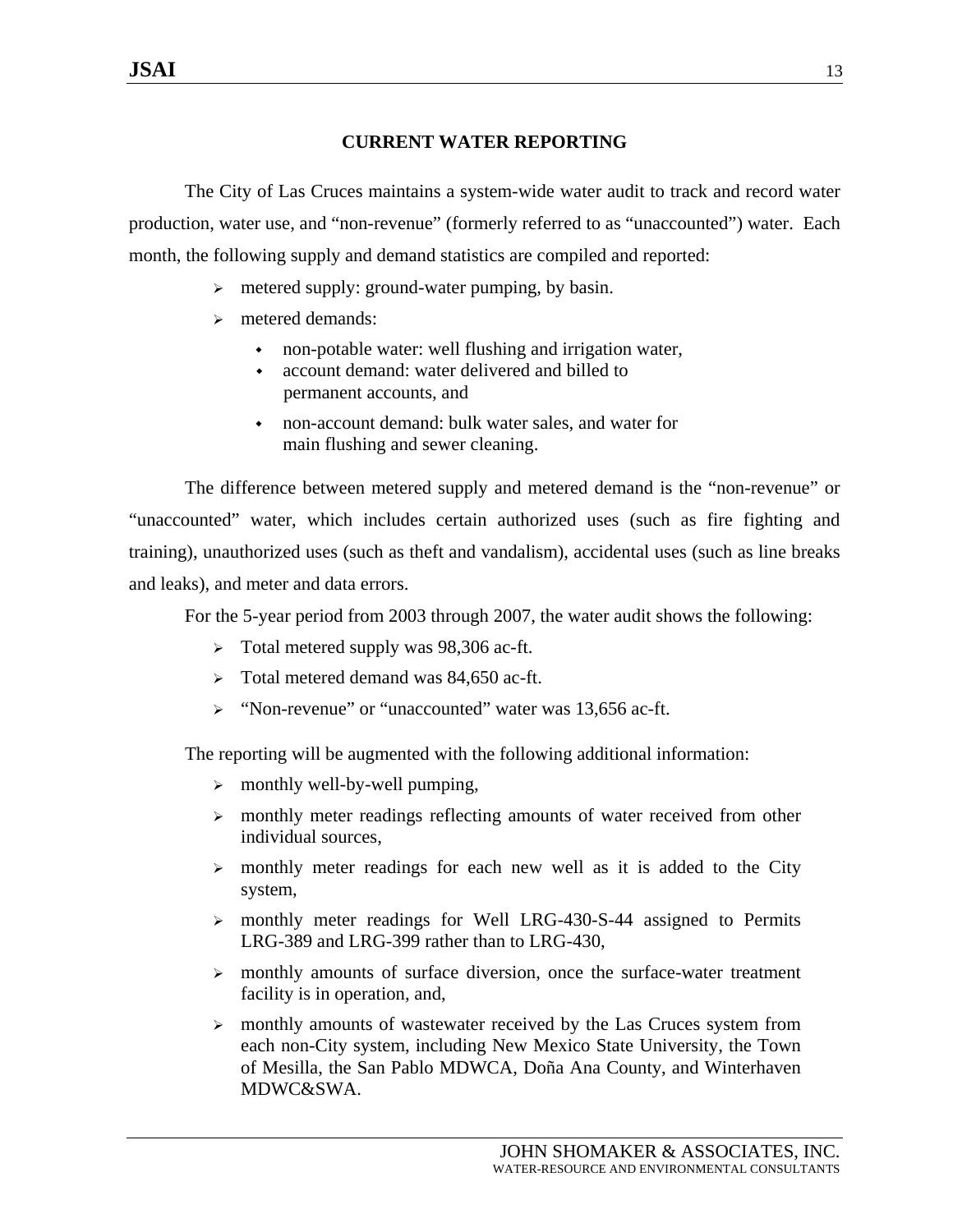## CURRENT WATER REPORTING

The City of Las Cruces maintains a system-wide water audit to track and record water production, water use, and "non-revenue" (formerly referred to as "unaccounted") water. Each month, the following supply and demand statistics are compiled and reported:

- metered supply: ground-water pumping, by basin.
- metered demands:
  - non-potable water: well flushing and irrigation water,
  - account demand: water delivered and billed to permanent accounts, and
  - non-account demand: bulk water sales, and water for main flushing and sewer cleaning.

The difference between metered supply and metered demand is the "non-revenue" or "unaccounted" water, which includes certain authorized uses (such as fire fighting and training), unauthorized uses (such as theft and vandalism), accidental uses (such as line breaks and leaks), and meter and data errors.

For the 5-year period from 2003 through 2007, the water audit shows the following:

- Total metered supply was 98,306 ac-ft.
- Total metered demand was 84,650 ac-ft.
- "Non-revenue" or "unaccounted" water was 13,656 ac-ft.

The reporting will be augmented with the following additional information:

- monthly well-by-well pumping,
- monthly meter readings reflecting amounts of water received from other individual sources,
- monthly meter readings for each new well as it is added to the City system,
- monthly meter readings for Well LRG-430-S-44 assigned to Permits LRG-389 and LRG-399 rather than to LRG-430,
- monthly amounts of surface diversion, once the surface-water treatment facility is in operation, and,
- monthly amounts of wastewater received by the Las Cruces system from each non-City system, including New Mexico State University, the Town of Mesilla, the San Pablo MDWCA, Doña Ana County, and Winterhaven MDWC&SWA.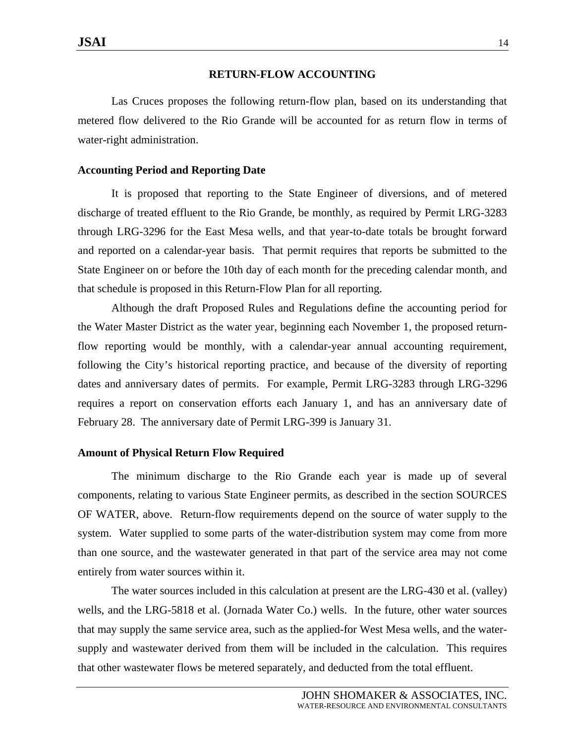## RETURN-FLOW ACCOUNTING

Las Cruces proposes the following return-flow plan, based on its understanding that metered flow delivered to the Rio Grande will be accounted for as return flow in terms of water-right administration.

### Accounting Period and Reporting Date

It is proposed that reporting to the State Engineer of diversions, and of metered discharge of treated effluent to the Rio Grande, be monthly, as required by Permit LRG-3283 through LRG-3296 for the East Mesa wells, and that year-to-date totals be brought forward and reported on a calendar-year basis. That permit requires that reports be submitted to the State Engineer on or before the 10th day of each month for the preceding calendar month, and that schedule is proposed in this Return-Flow Plan for all reporting.

Although the draft Proposed Rules and Regulations define the accounting period for the Water Master District as the water year, beginning each November 1, the proposed return-flow reporting would be monthly, with a calendar-year annual accounting requirement, following the City's historical reporting practice, and because of the diversity of reporting dates and anniversary dates of permits. For example, Permit LRG-3283 through LRG-3296 requires a report on conservation efforts each January 1, and has an anniversary date of February 28. The anniversary date of Permit LRG-399 is January 31.

### Amount of Physical Return Flow Required

The minimum discharge to the Rio Grande each year is made up of several components, relating to various State Engineer permits, as described in the section SOURCES OF WATER, above. Return-flow requirements depend on the source of water supply to the system. Water supplied to some parts of the water-distribution system may come from more than one source, and the wastewater generated in that part of the service area may not come entirely from water sources within it.

The water sources included in this calculation at present are the LRG-430 et al. (valley) wells, and the LRG-5818 et al. (Jornada Water Co.) wells. In the future, other water sources that may supply the same service area, such as the applied-for West Mesa wells, and the water-supply and wastewater derived from them will be included in the calculation. This requires that other wastewater flows be metered separately, and deducted from the total effluent.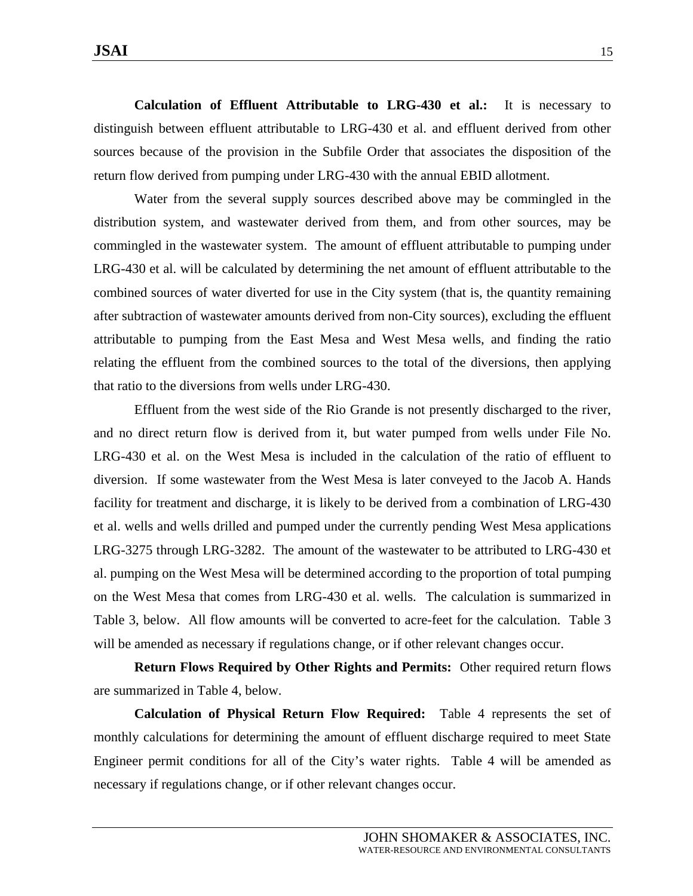**Calculation of Effluent Attributable to LRG-430 et al.:** It is necessary to distinguish between effluent attributable to LRG-430 et al. and effluent derived from other sources because of the provision in the Subfile Order that associates the disposition of the return flow derived from pumping under LRG-430 with the annual EBID allotment.

Water from the several supply sources described above may be commingled in the distribution system, and wastewater derived from them, and from other sources, may be commingled in the wastewater system. The amount of effluent attributable to pumping under LRG-430 et al. will be calculated by determining the net amount of effluent attributable to the combined sources of water diverted for use in the City system (that is, the quantity remaining after subtraction of wastewater amounts derived from non-City sources), excluding the effluent attributable to pumping from the East Mesa and West Mesa wells, and finding the ratio relating the effluent from the combined sources to the total of the diversions, then applying that ratio to the diversions from wells under LRG-430.

Effluent from the west side of the Rio Grande is not presently discharged to the river, and no direct return flow is derived from it, but water pumped from wells under File No. LRG-430 et al. on the West Mesa is included in the calculation of the ratio of effluent to diversion. If some wastewater from the West Mesa is later conveyed to the Jacob A. Hands facility for treatment and discharge, it is likely to be derived from a combination of LRG-430 et al. wells and wells drilled and pumped under the currently pending West Mesa applications LRG-3275 through LRG-3282. The amount of the wastewater to be attributed to LRG-430 et al. pumping on the West Mesa will be determined according to the proportion of total pumping on the West Mesa that comes from LRG-430 et al. wells. The calculation is summarized in Table 3, below. All flow amounts will be converted to acre-feet for the calculation. Table 3 will be amended as necessary if regulations change, or if other relevant changes occur.

**Return Flows Required by Other Rights and Permits:** Other required return flows are summarized in Table 4, below.

**Calculation of Physical Return Flow Required:** Table 4 represents the set of monthly calculations for determining the amount of effluent discharge required to meet State Engineer permit conditions for all of the City's water rights. Table 4 will be amended as necessary if regulations change, or if other relevant changes occur.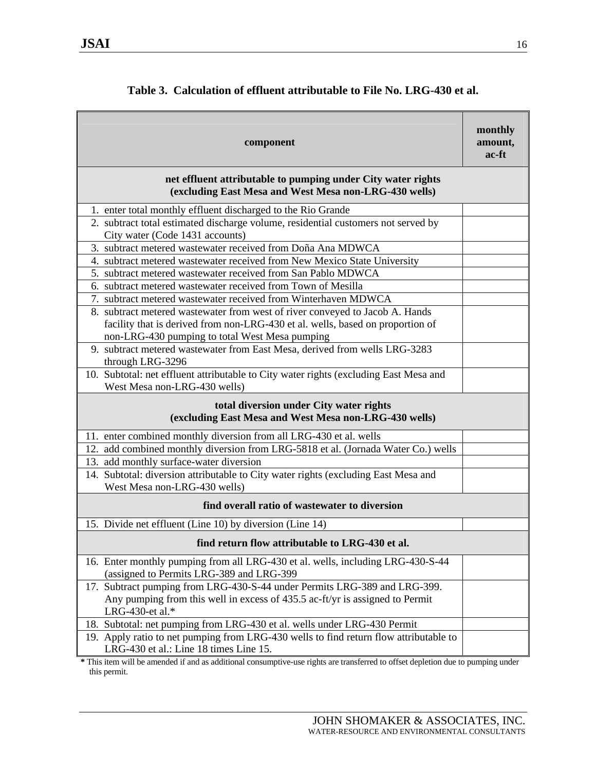**Table 3. Calculation of effluent attributable to File No. LRG-430 et al.**

| component | monthly amount, ac-ft |
|---|---|
| **net effluent attributable to pumping under City water rights (excluding East Mesa and West Mesa non-LRG-430 wells)** | |
| 1. enter total monthly effluent discharged to the Rio Grande | |
| 2. subtract total estimated discharge volume, residential customers not served by City water (Code 1431 accounts) | |
| 3. subtract metered wastewater received from Doña Ana MDWCA | |
| 4. subtract metered wastewater received from New Mexico State University | |
| 5. subtract metered wastewater received from San Pablo MDWCA | |
| 6. subtract metered wastewater received from Town of Mesilla | |
| 7. subtract metered wastewater received from Winterhaven MDWCA | |
| 8. subtract metered wastewater from west of river conveyed to Jacob A. Hands facility that is derived from non-LRG-430 et al. wells, based on proportion of non-LRG-430 pumping to total West Mesa pumping | |
| 9. subtract metered wastewater from East Mesa, derived from wells LRG-3283 through LRG-3296 | |
| 10. Subtotal: net effluent attributable to City water rights (excluding East Mesa and West Mesa non-LRG-430 wells) | |
| **total diversion under City water rights (excluding East Mesa and West Mesa non-LRG-430 wells)** | |
| 11. enter combined monthly diversion from all LRG-430 et al. wells | |
| 12. add combined monthly diversion from LRG-5818 et al. (Jornada Water Co.) wells | |
| 13. add monthly surface-water diversion | |
| 14. Subtotal: diversion attributable to City water rights (excluding East Mesa and West Mesa non-LRG-430 wells) | |
| **find overall ratio of wastewater to diversion** | |
| 15. Divide net effluent (Line 10) by diversion (Line 14) | |
| **find return flow attributable to LRG-430 et al.** | |
| 16. Enter monthly pumping from all LRG-430 et al. wells, including LRG-430-S-44 (assigned to Permits LRG-389 and LRG-399 | |
| 17. Subtract pumping from LRG-430-S-44 under Permits LRG-389 and LRG-399. Any pumping from this well in excess of 435.5 ac-ft/yr is assigned to Permit LRG-430-et al.* | |
| 18. Subtotal: net pumping from LRG-430 et al. wells under LRG-430 Permit | |
| 19. Apply ratio to net pumping from LRG-430 wells to find return flow attributable to LRG-430 et al.: Line 18 times Line 15. | |

* This item will be amended if and as additional consumptive-use rights are transferred to offset depletion due to pumping under this permit.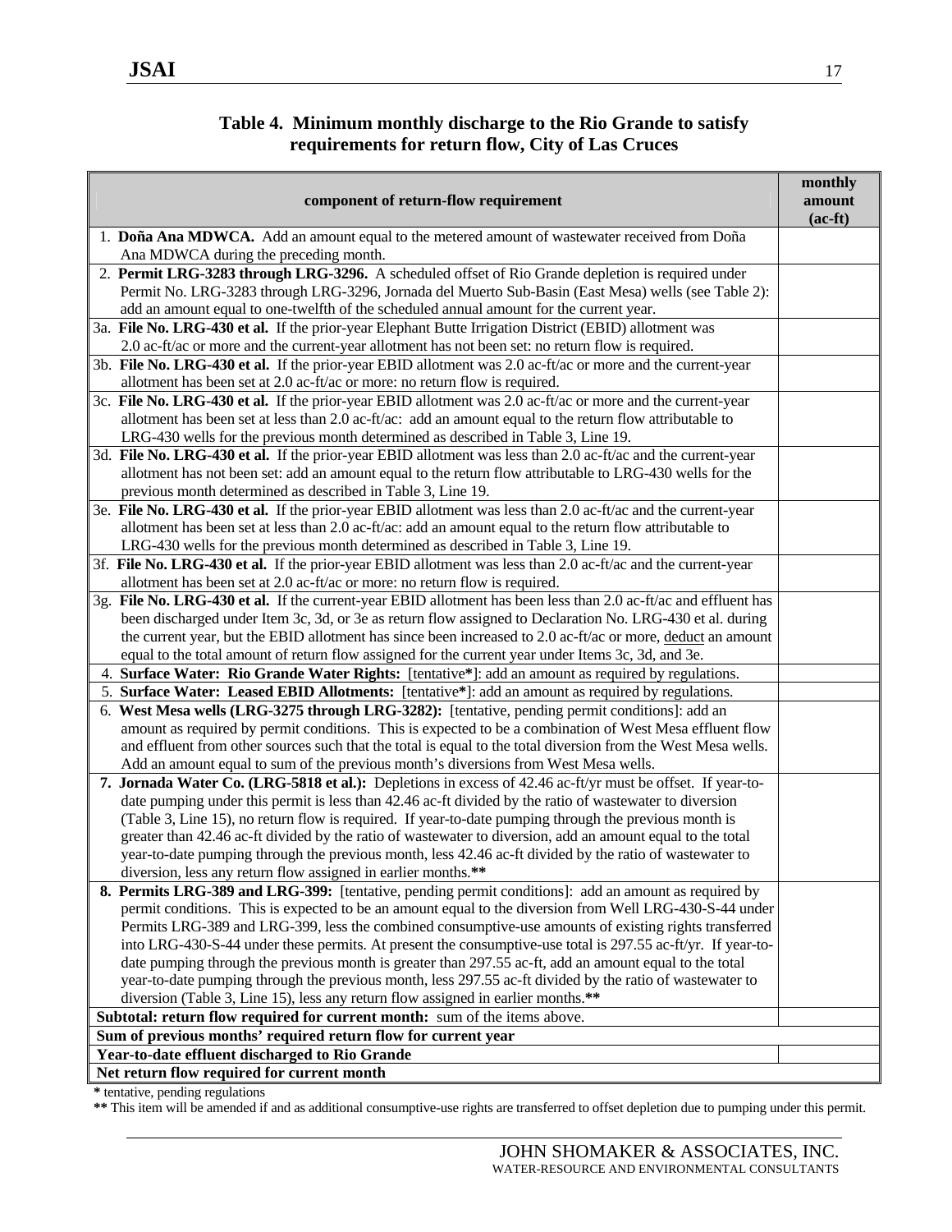## Table 4. Minimum monthly discharge to the Rio Grande to satisfy requirements for return flow, City of Las Cruces

| component of return-flow requirement | monthly amount (ac-ft) |
|---|---|
| 1. **Doña Ana MDWCA.** Add an amount equal to the metered amount of wastewater received from Doña Ana MDWCA during the preceding month. | |
| 2. **Permit LRG-3283 through LRG-3296.** A scheduled offset of Rio Grande depletion is required under Permit No. LRG-3283 through LRG-3296, Jornada del Muerto Sub-Basin (East Mesa) wells (see Table 2): add an amount equal to one-twelfth of the scheduled annual amount for the current year. | |
| 3a. **File No. LRG-430 et al.** If the prior-year Elephant Butte Irrigation District (EBID) allotment was 2.0 ac-ft/ac or more and the current-year allotment has not been set: no return flow is required. | |
| 3b. **File No. LRG-430 et al.** If the prior-year EBID allotment was 2.0 ac-ft/ac or more and the current-year allotment has been set at 2.0 ac-ft/ac or more: no return flow is required. | |
| 3c. **File No. LRG-430 et al.** If the prior-year EBID allotment was 2.0 ac-ft/ac or more and the current-year allotment has been set at less than 2.0 ac-ft/ac: add an amount equal to the return flow attributable to LRG-430 wells for the previous month determined as described in Table 3, Line 19. | |
| 3d. **File No. LRG-430 et al.** If the prior-year EBID allotment was less than 2.0 ac-ft/ac and the current-year allotment has not been set: add an amount equal to the return flow attributable to LRG-430 wells for the previous month determined as described in Table 3, Line 19. | |
| 3e. **File No. LRG-430 et al.** If the prior-year EBID allotment was less than 2.0 ac-ft/ac and the current-year allotment has been set at less than 2.0 ac-ft/ac: add an amount equal to the return flow attributable to LRG-430 wells for the previous month determined as described in Table 3, Line 19. | |
| 3f. **File No. LRG-430 et al.** If the prior-year EBID allotment was less than 2.0 ac-ft/ac and the current-year allotment has been set at 2.0 ac-ft/ac or more: no return flow is required. | |
| 3g. **File No. LRG-430 et al.** If the current-year EBID allotment has been less than 2.0 ac-ft/ac and effluent has been discharged under Item 3c, 3d, or 3e as return flow assigned to Declaration No. LRG-430 et al. during the current year, but the EBID allotment has since been increased to 2.0 ac-ft/ac or more, <u>deduct</u> an amount equal to the total amount of return flow assigned for the current year under Items 3c, 3d, and 3e. | |
| 4. **Surface Water: Rio Grande Water Rights:** [tentative*]: add an amount as required by regulations. | |
| 5. **Surface Water: Leased EBID Allotments:** [tentative*]: add an amount as required by regulations. | |
| 6. **West Mesa wells (LRG-3275 through LRG-3282):** [tentative, pending permit conditions]: add an amount as required by permit conditions. This is expected to be a combination of West Mesa effluent flow and effluent from other sources such that the total is equal to the total diversion from the West Mesa wells. Add an amount equal to sum of the previous month's diversions from West Mesa wells. | |
| 7. **Jornada Water Co. (LRG-5818 et al.):** Depletions in excess of 42.46 ac-ft/yr must be offset. If year-to-date pumping under this permit is less than 42.46 ac-ft divided by the ratio of wastewater to diversion (Table 3, Line 15), no return flow is required. If year-to-date pumping through the previous month is greater than 42.46 ac-ft divided by the ratio of wastewater to diversion, add an amount equal to the total year-to-date pumping through the previous month, less 42.46 ac-ft divided by the ratio of wastewater to diversion, less any return flow assigned in earlier months.** | |
| 8. **Permits LRG-389 and LRG-399:** [tentative, pending permit conditions]: add an amount as required by permit conditions. This is expected to be an amount equal to the diversion from Well LRG-430-S-44 under Permits LRG-389 and LRG-399, less the combined consumptive-use amounts of existing rights transferred into LRG-430-S-44 under these permits. At present the consumptive-use total is 297.55 ac-ft/yr. If year-to-date pumping through the previous month is greater than 297.55 ac-ft, add an amount equal to the total year-to-date pumping through the previous month, less 297.55 ac-ft divided by the ratio of wastewater to diversion (Table 3, Line 15), less any return flow assigned in earlier months.** | |
| **Subtotal: return flow required for current month:** sum of the items above. | |
| **Sum of previous months' required return flow for current year** | |
| **Year-to-date effluent discharged to Rio Grande** | |
| **Net return flow required for current month** | |

**\*** tentative, pending regulations

**\*\*** This item will be amended if and as additional consumptive-use rights are transferred to offset depletion due to pumping under this permit.